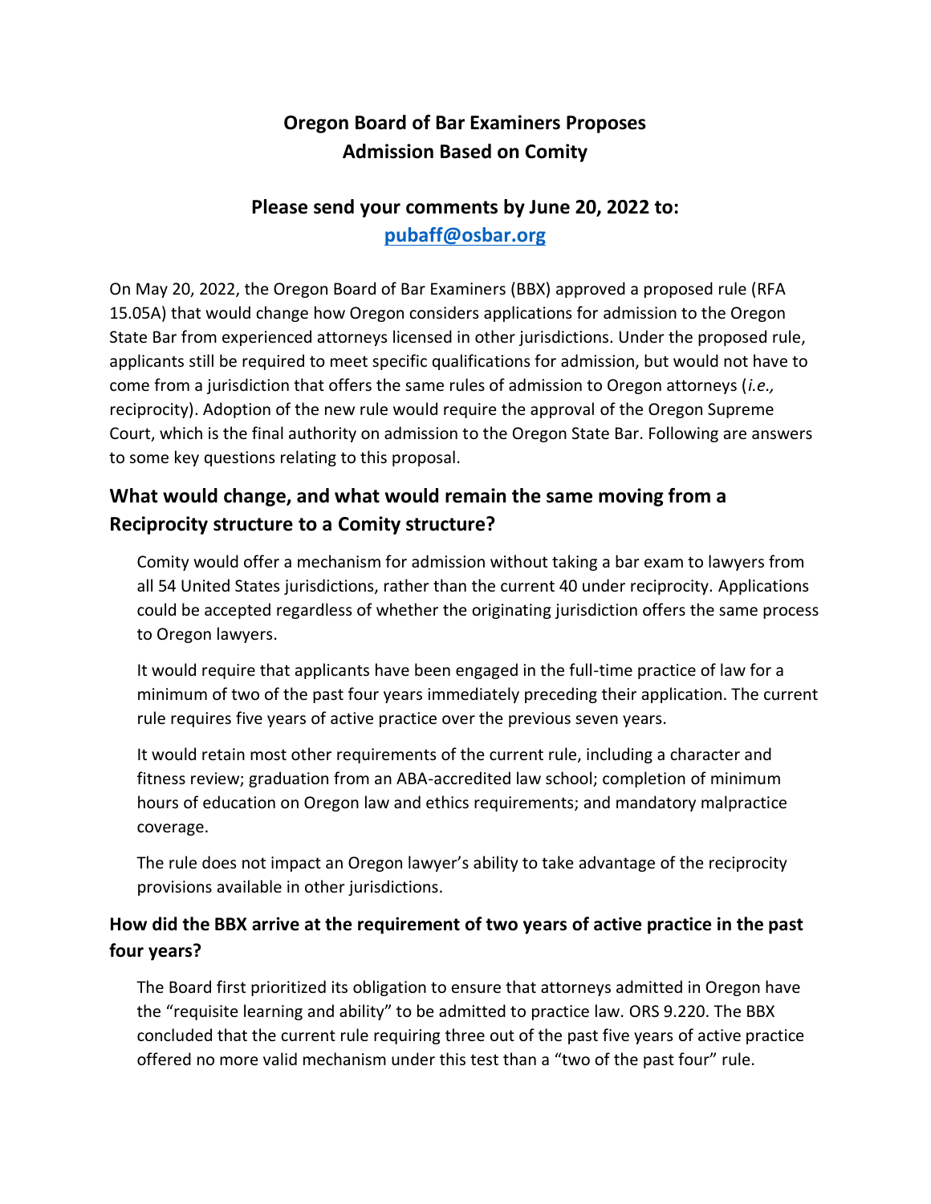# Oregon Board of Bar Examiners Proposes Admission Based on Comity

## Please send your comments by June 20, 2022 to: [pubaff@osbar.org](mailto:pubaff@osbar.org)

On May 20, 2022, the Oregon Board of Bar Examiners (BBX) approved a proposed rule (RFA 15.05A) that would change how Oregon considers applications for admission to the Oregon State Bar from experienced attorneys licensed in other jurisdictions. Under the proposed rule, applicants still be required to meet specific qualifications for admission, but would not have to come from a jurisdiction that offers the same rules of admission to Oregon attorneys (*i.e.,* reciprocity). Adoption of the new rule would require the approval of the Oregon Supreme Court, which is the final authority on admission to the Oregon State Bar. Following are answers to some key questions relating to this proposal.

### What would change, and what would remain the same moving from a Reciprocity structure to a Comity structure?

Comity would offer a mechanism for admission without taking a bar exam to lawyers from all 54 United States jurisdictions, rather than the current 40 under reciprocity. Applications could be accepted regardless of whether the originating jurisdiction offers the same process to Oregon lawyers.

It would require that applicants have been engaged in the full-time practice of law for a minimum of two of the past four years immediately preceding their application. The current rule requires five years of active practice over the previous seven years.

It would retain most other requirements of the current rule, including a character and fitness review; graduation from an ABA-accredited law school; completion of minimum hours of education on Oregon law and ethics requirements; and mandatory malpractice coverage.

The rule does not impact an Oregon lawyer's ability to take advantage of the reciprocity provisions available in other jurisdictions.

### How did the BBX arrive at the requirement of two years of active practice in the past four years?

The Board first prioritized its obligation to ensure that attorneys admitted in Oregon have the "requisite learning and ability" to be admitted to practice law. ORS 9.220. The BBX concluded that the current rule requiring three out of the past five years of active practice offered no more valid mechanism under this test than a "two of the past four" rule.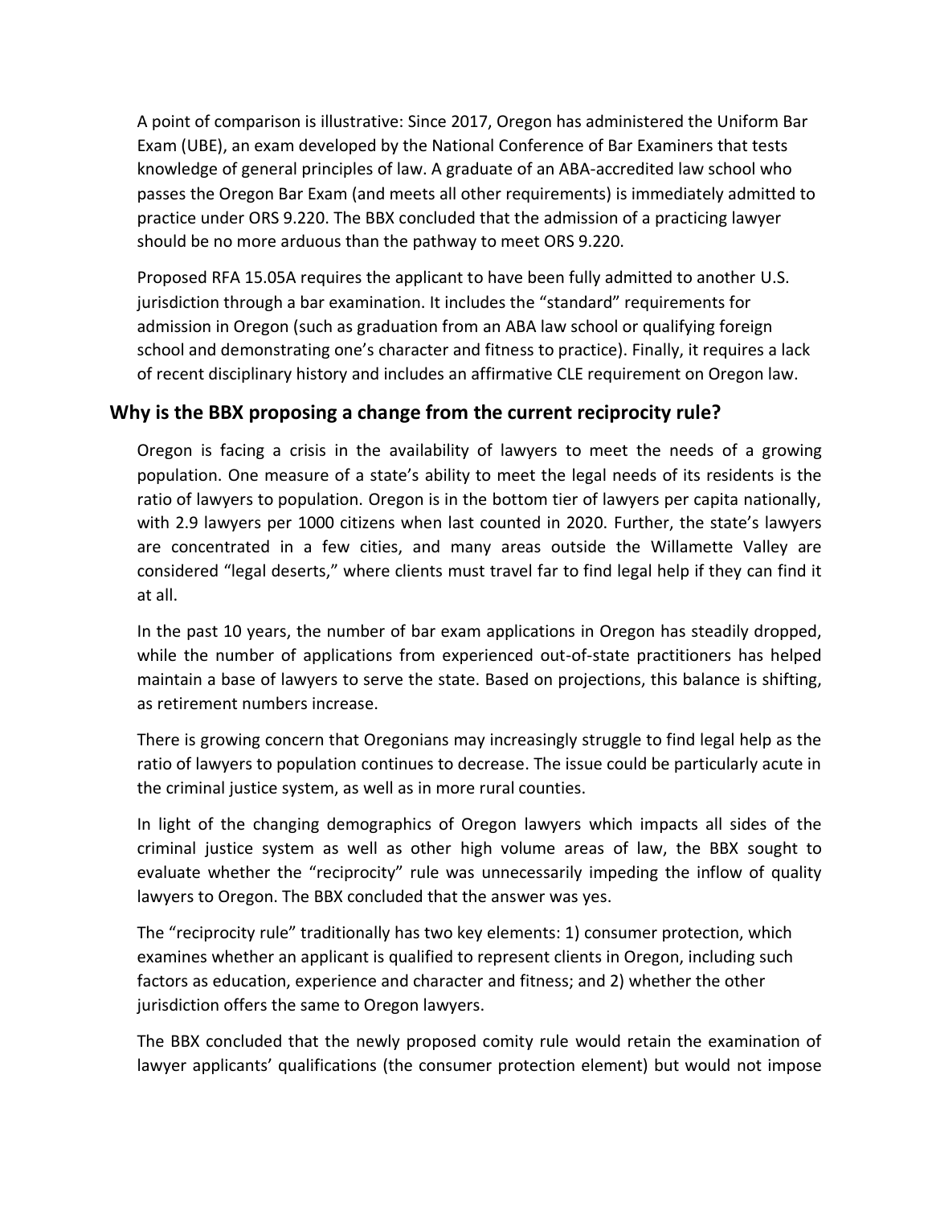A point of comparison is illustrative: Since 2017, Oregon has administered the Uniform Bar Exam (UBE), an exam developed by the National Conference of Bar Examiners that tests knowledge of general principles of law. A graduate of an ABA-accredited law school who passes the Oregon Bar Exam (and meets all other requirements) is immediately admitted to practice under ORS 9.220. The BBX concluded that the admission of a practicing lawyer should be no more arduous than the pathway to meet ORS 9.220.

Proposed RFA 15.05A requires the applicant to have been fully admitted to another U.S. jurisdiction through a bar examination. It includes the "standard" requirements for admission in Oregon (such as graduation from an ABA law school or qualifying foreign school and demonstrating one's character and fitness to practice). Finally, it requires a lack of recent disciplinary history and includes an affirmative CLE requirement on Oregon law.

## Why is the BBX proposing a change from the current reciprocity rule?

Oregon is facing a crisis in the availability of lawyers to meet the needs of a growing population. One measure of a state's ability to meet the legal needs of its residents is the ratio of lawyers to population. Oregon is in the bottom tier of lawyers per capita nationally, with 2.9 lawyers per 1000 citizens when last counted in 2020. Further, the state's lawyers are concentrated in a few cities, and many areas outside the Willamette Valley are considered "legal deserts," where clients must travel far to find legal help if they can find it at all.

In the past 10 years, the number of bar exam applications in Oregon has steadily dropped, while the number of applications from experienced out-of-state practitioners has helped maintain a base of lawyers to serve the state. Based on projections, this balance is shifting, as retirement numbers increase.

There is growing concern that Oregonians may increasingly struggle to find legal help as the ratio of lawyers to population continues to decrease. The issue could be particularly acute in the criminal justice system, as well as in more rural counties.

In light of the changing demographics of Oregon lawyers which impacts all sides of the criminal justice system as well as other high volume areas of law, the BBX sought to evaluate whether the "reciprocity" rule was unnecessarily impeding the inflow of quality lawyers to Oregon. The BBX concluded that the answer was yes.

The "reciprocity rule" traditionally has two key elements: 1) consumer protection, which examines whether an applicant is qualified to represent clients in Oregon, including such factors as education, experience and character and fitness; and 2) whether the other jurisdiction offers the same to Oregon lawyers.

The BBX concluded that the newly proposed comity rule would retain the examination of lawyer applicants' qualifications (the consumer protection element) but would not impose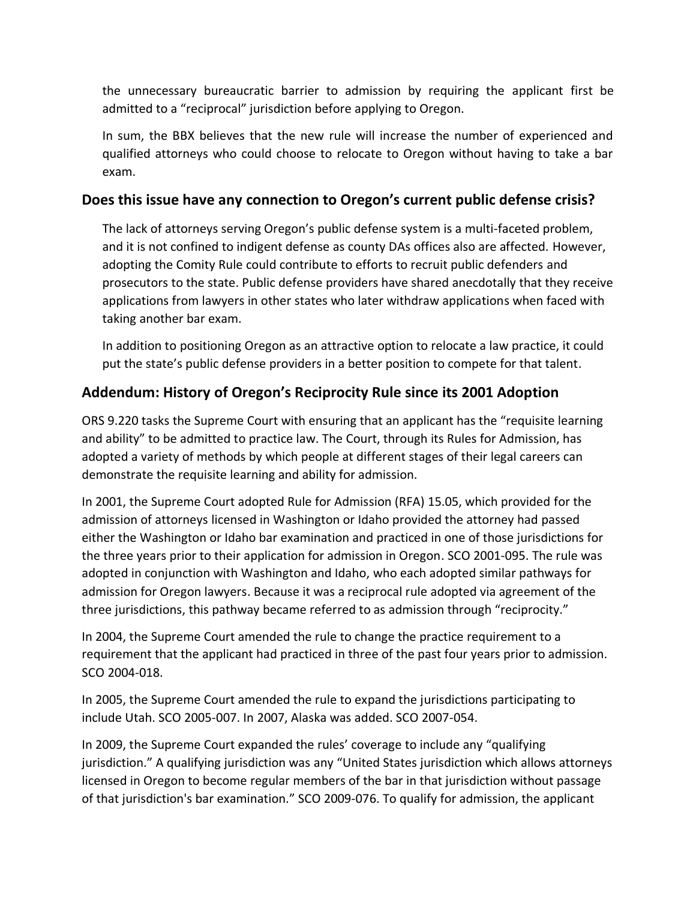the unnecessary bureaucratic barrier to admission by requiring the applicant first be admitted to a "reciprocal" jurisdiction before applying to Oregon.

In sum, the BBX believes that the new rule will increase the number of experienced and qualified attorneys who could choose to relocate to Oregon without having to take a bar exam.

## Does this issue have any connection to Oregon's current public defense crisis?

The lack of attorneys serving Oregon's public defense system is a multi-faceted problem, and it is not confined to indigent defense as county DAs offices also are affected. However, adopting the Comity Rule could contribute to efforts to recruit public defenders and prosecutors to the state. Public defense providers have shared anecdotally that they receive applications from lawyers in other states who later withdraw applications when faced with taking another bar exam.

In addition to positioning Oregon as an attractive option to relocate a law practice, it could put the state's public defense providers in a better position to compete for that talent.

## Addendum: History of Oregon's Reciprocity Rule since its 2001 Adoption

ORS 9.220 tasks the Supreme Court with ensuring that an applicant has the "requisite learning and ability" to be admitted to practice law. The Court, through its Rules for Admission, has adopted a variety of methods by which people at different stages of their legal careers can demonstrate the requisite learning and ability for admission.

In 2001, the Supreme Court adopted Rule for Admission (RFA) 15.05, which provided for the admission of attorneys licensed in Washington or Idaho provided the attorney had passed either the Washington or Idaho bar examination and practiced in one of those jurisdictions for the three years prior to their application for admission in Oregon. SCO 2001-095. The rule was adopted in conjunction with Washington and Idaho, who each adopted similar pathways for admission for Oregon lawyers. Because it was a reciprocal rule adopted via agreement of the three jurisdictions, this pathway became referred to as admission through "reciprocity."

In 2004, the Supreme Court amended the rule to change the practice requirement to a requirement that the applicant had practiced in three of the past four years prior to admission. SCO 2004-018.

In 2005, the Supreme Court amended the rule to expand the jurisdictions participating to include Utah. SCO 2005-007. In 2007, Alaska was added. SCO 2007-054.

In 2009, the Supreme Court expanded the rules' coverage to include any "qualifying jurisdiction." A qualifying jurisdiction was any "United States jurisdiction which allows attorneys licensed in Oregon to become regular members of the bar in that jurisdiction without passage of that jurisdiction's bar examination." SCO 2009-076. To qualify for admission, the applicant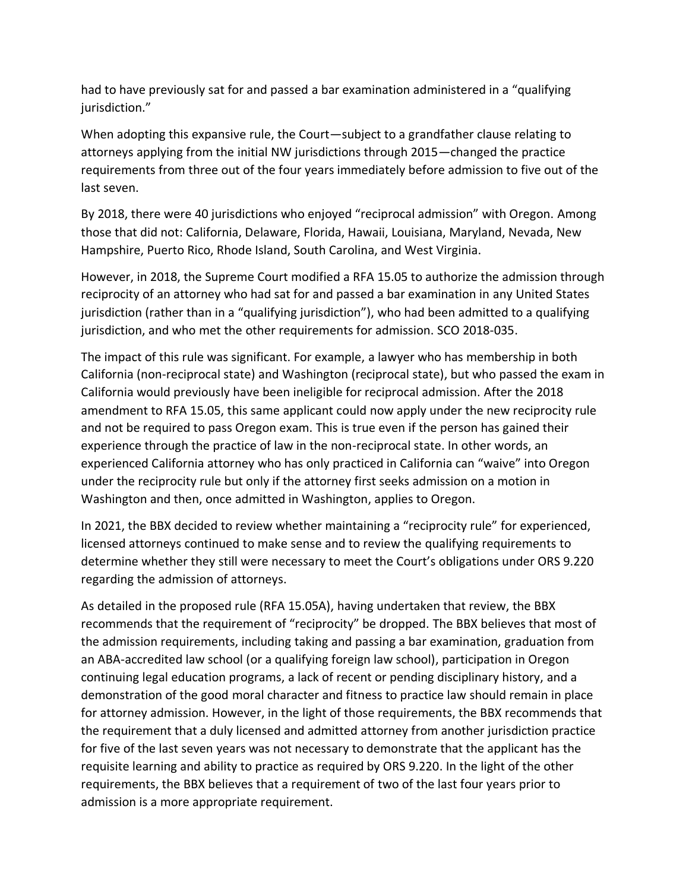had to have previously sat for and passed a bar examination administered in a "qualifying jurisdiction."

When adopting this expansive rule, the Court—subject to a grandfather clause relating to attorneys applying from the initial NW jurisdictions through 2015—changed the practice requirements from three out of the four years immediately before admission to five out of the last seven.

By 2018, there were 40 jurisdictions who enjoyed "reciprocal admission" with Oregon. Among those that did not: California, Delaware, Florida, Hawaii, Louisiana, Maryland, Nevada, New Hampshire, Puerto Rico, Rhode Island, South Carolina, and West Virginia.

However, in 2018, the Supreme Court modified a RFA 15.05 to authorize the admission through reciprocity of an attorney who had sat for and passed a bar examination in any United States jurisdiction (rather than in a "qualifying jurisdiction"), who had been admitted to a qualifying jurisdiction, and who met the other requirements for admission. SCO 2018-035.

The impact of this rule was significant. For example, a lawyer who has membership in both California (non-reciprocal state) and Washington (reciprocal state), but who passed the exam in California would previously have been ineligible for reciprocal admission. After the 2018 amendment to RFA 15.05, this same applicant could now apply under the new reciprocity rule and not be required to pass Oregon exam. This is true even if the person has gained their experience through the practice of law in the non-reciprocal state. In other words, an experienced California attorney who has only practiced in California can "waive" into Oregon under the reciprocity rule but only if the attorney first seeks admission on a motion in Washington and then, once admitted in Washington, applies to Oregon.

In 2021, the BBX decided to review whether maintaining a "reciprocity rule" for experienced, licensed attorneys continued to make sense and to review the qualifying requirements to determine whether they still were necessary to meet the Court's obligations under ORS 9.220 regarding the admission of attorneys.

As detailed in the proposed rule (RFA 15.05A), having undertaken that review, the BBX recommends that the requirement of "reciprocity" be dropped. The BBX believes that most of the admission requirements, including taking and passing a bar examination, graduation from an ABA-accredited law school (or a qualifying foreign law school), participation in Oregon continuing legal education programs, a lack of recent or pending disciplinary history, and a demonstration of the good moral character and fitness to practice law should remain in place for attorney admission. However, in the light of those requirements, the BBX recommends that the requirement that a duly licensed and admitted attorney from another jurisdiction practice for five of the last seven years was not necessary to demonstrate that the applicant has the requisite learning and ability to practice as required by ORS 9.220. In the light of the other requirements, the BBX believes that a requirement of two of the last four years prior to admission is a more appropriate requirement.